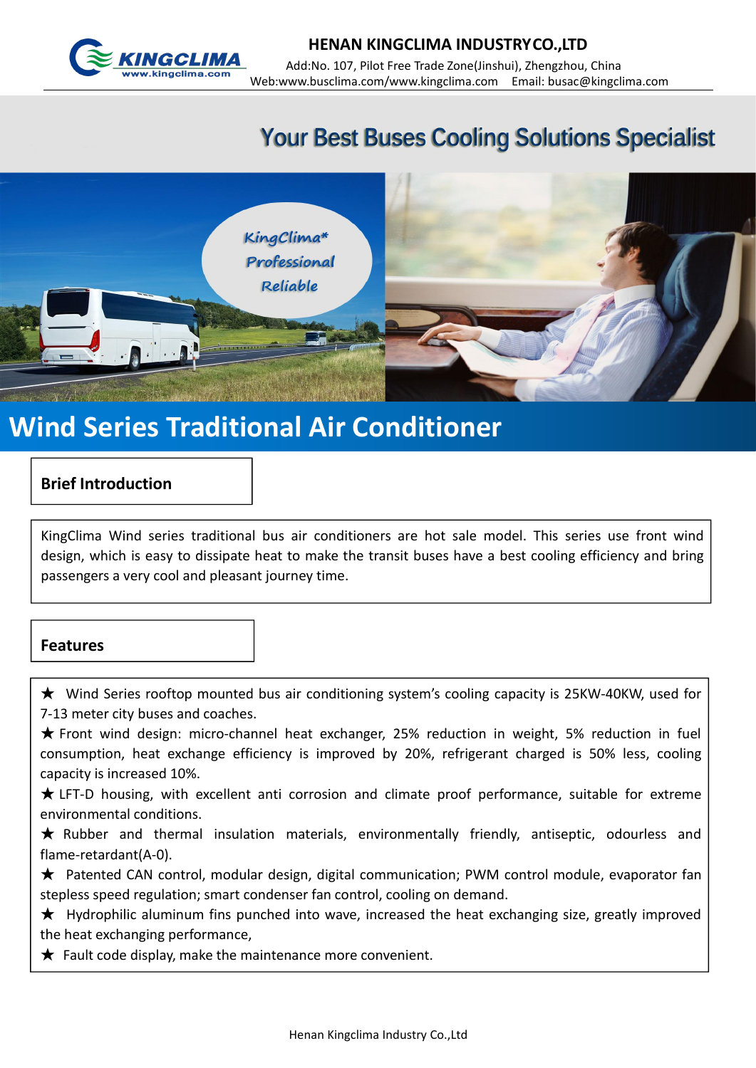**HENAN KINGCLIMA INDUSTRY CO.,LTD**

Add:No. 107, Pilot Free Trade Zone(Jinshui), Zhengzhou, China

Web:www.busclima.com/www.kingclima.com Email: busac@kingclima.com

## Your Best Buses Cooling Solutions Specialist

KingClima* Professional Reliable

# Wind Series Traditional Air Conditioner

## Brief Introduction

KingClima Wind series traditional bus air conditioners are hot sale model. This series use front wind design, which is easy to dissipate heat to make the transit buses have a best cooling efficiency and bring passengers a very cool and pleasant journey time.

## Features

★ Wind Series rooftop mounted bus air conditioning system's cooling capacity is 25KW-40KW, used for 7-13 meter city buses and coaches.

★ Front wind design: micro-channel heat exchanger, 25% reduction in weight, 5% reduction in fuel consumption, heat exchange efficiency is improved by 20%, refrigerant charged is 50% less, cooling capacity is increased 10%.

★ LFT-D housing, with excellent anti corrosion and climate proof performance, suitable for extreme environmental conditions.

★ Rubber and thermal insulation materials, environmentally friendly, antiseptic, odourless and flame-retardant(A-0).

★ Patented CAN control, modular design, digital communication; PWM control module, evaporator fan stepless speed regulation; smart condenser fan control, cooling on demand.

★ Hydrophilic aluminum fins punched into wave, increased the heat exchanging size, greatly improved the heat exchanging performance,

★ Fault code display, make the maintenance more convenient.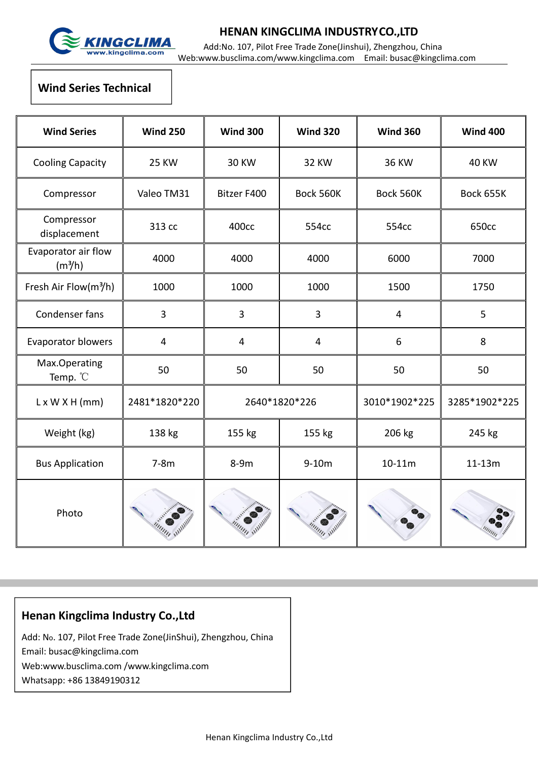## HENAN KINGCLIMA INDUSTRY CO.,LTD

Add:No. 107, Pilot Free Trade Zone(Jinshui), Zhengzhou, China
Web:www.busclima.com/www.kingclima.com Email: busac@kingclima.com

**Wind Series Technical**

| Wind Series | Wind 250 | Wind 300 | Wind 320 | Wind 360 | Wind 400 |
|---|---|---|---|---|---|
| Cooling Capacity | 25 KW | 30 KW | 32 KW | 36 KW | 40 KW |
| Compressor | Valeo TM31 | Bitzer F400 | Bock 560K | Bock 560K | Bock 655K |
| Compressor displacement | 313 cc | 400cc | 554cc | 554cc | 650cc |
| Evaporator air flow (m³/h) | 4000 | 4000 | 4000 | 6000 | 7000 |
| Fresh Air Flow(m³/h) | 1000 | 1000 | 1000 | 1500 | 1750 |
| Condenser fans | 3 | 3 | 3 | 4 | 5 |
| Evaporator blowers | 4 | 4 | 4 | 6 | 8 |
| Max.Operating Temp. ℃ | 50 | 50 | 50 | 50 | 50 |
| L x W X H (mm) | 2481*1820*220 | 2640*1820*226 | | 3010*1902*225 | 3285*1902*225 |
| Weight (kg) | 138 kg | 155 kg | 155 kg | 206 kg | 245 kg |
| Bus Application | 7-8m | 8-9m | 9-10m | 10-11m | 11-13m |
| Photo | | | | | |

**Henan Kingclima Industry Co.,Ltd**

Add: No. 107, Pilot Free Trade Zone(JinShui), Zhengzhou, China
Email: busac@kingclima.com
Web:www.busclima.com /www.kingclima.com
Whatsapp: +86 13849190312